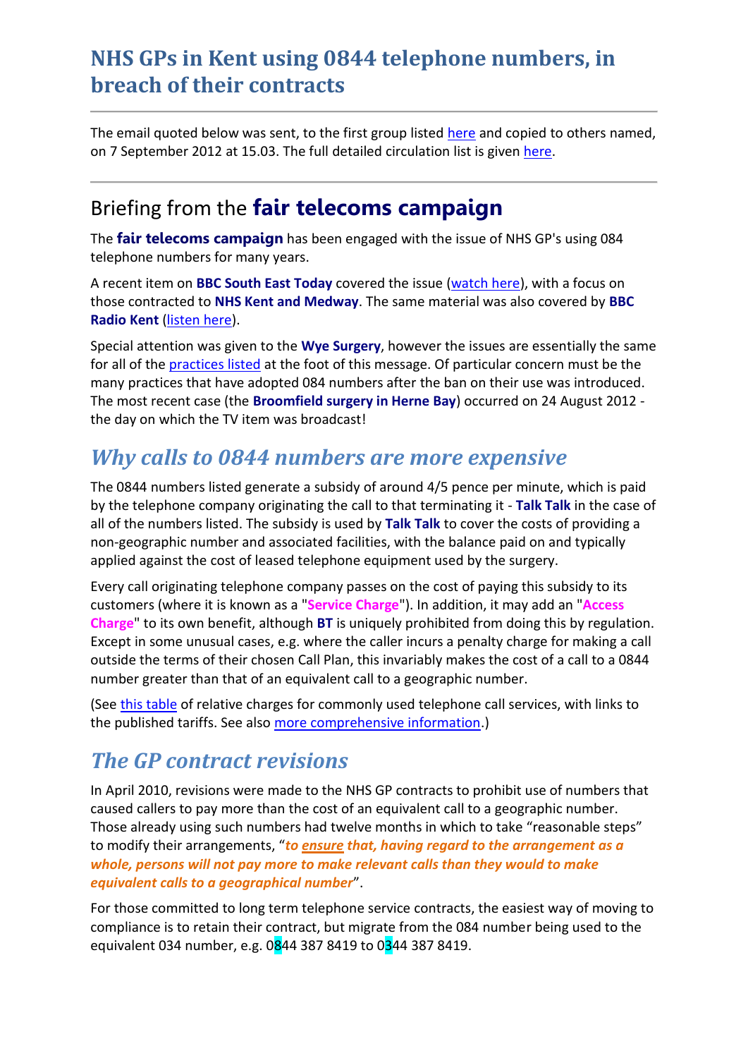# NHS GPs in Kent using 0844 telephone numbers, in breach of their contracts

The email quoted below was sent, to the first group listed here and copied to others named, on 7 September 2012 at 15.03. The full detailed circulation list is given here.

## Briefing from the **fair telecoms campaign**

The **fair telecoms campaign** has been engaged with the issue of NHS GP's using 084 telephone numbers for many years.

A recent item on **BBC South East Today** covered the issue (watch here), with a focus on those contracted to **NHS Kent and Medway**. The same material was also covered by **BBC Radio Kent** (listen here).

Special attention was given to the **Wye Surgery**, however the issues are essentially the same for all of the practices listed at the foot of this message. Of particular concern must be the many practices that have adopted 084 numbers after the ban on their use was introduced. The most recent case (the **Broomfield surgery in Herne Bay**) occurred on 24 August 2012 - the day on which the TV item was broadcast!

## *Why calls to 0844 numbers are more expensive*

The 0844 numbers listed generate a subsidy of around 4/5 pence per minute, which is paid by the telephone company originating the call to that terminating it - **Talk Talk** in the case of all of the numbers listed. The subsidy is used by **Talk Talk** to cover the costs of providing a non-geographic number and associated facilities, with the balance paid on and typically applied against the cost of leased telephone equipment used by the surgery.

Every call originating telephone company passes on the cost of paying this subsidy to its customers (where it is known as a "**Service Charge**"). In addition, it may add an "**Access Charge**" to its own benefit, although **BT** is uniquely prohibited from doing this by regulation. Except in some unusual cases, e.g. where the caller incurs a penalty charge for making a call outside the terms of their chosen Call Plan, this invariably makes the cost of a call to a 0844 number greater than that of an equivalent call to a geographic number.

(See this table of relative charges for commonly used telephone call services, with links to the published tariffs. See also more comprehensive information.)

## *The GP contract revisions*

In April 2010, revisions were made to the NHS GP contracts to prohibit use of numbers that caused callers to pay more than the cost of an equivalent call to a geographic number. Those already using such numbers had twelve months in which to take "reasonable steps" to modify their arrangements, "***to ensure that, having regard to the arrangement as a whole, persons will not pay more to make relevant calls than they would to make equivalent calls to a geographical number***".

For those committed to long term telephone service contracts, the easiest way of moving to compliance is to retain their contract, but migrate from the 084 number being used to the equivalent 034 number, e.g. 0844 387 8419 to 0344 387 8419.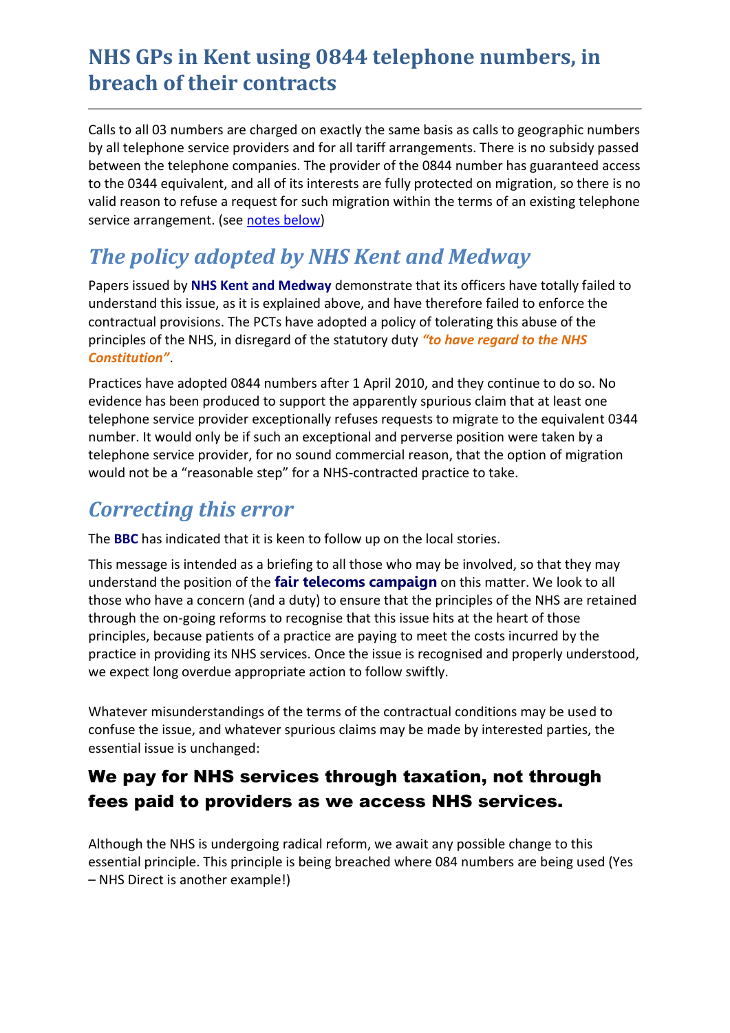## NHS GPs in Kent using 0844 telephone numbers, in breach of their contracts

Calls to all 03 numbers are charged on exactly the same basis as calls to geographic numbers by all telephone service providers and for all tariff arrangements. There is no subsidy passed between the telephone companies. The provider of the 0844 number has guaranteed access to the 0344 equivalent, and all of its interests are fully protected on migration, so there is no valid reason to refuse a request for such migration within the terms of an existing telephone service arrangement. (see notes below)

### *The policy adopted by NHS Kent and Medway*

Papers issued by **NHS Kent and Medway** demonstrate that its officers have totally failed to understand this issue, as it is explained above, and have therefore failed to enforce the contractual provisions. The PCTs have adopted a policy of tolerating this abuse of the principles of the NHS, in disregard of the statutory duty ***"to have regard to the NHS Constitution"***.

Practices have adopted 0844 numbers after 1 April 2010, and they continue to do so. No evidence has been produced to support the apparently spurious claim that at least one telephone service provider exceptionally refuses requests to migrate to the equivalent 0344 number. It would only be if such an exceptional and perverse position were taken by a telephone service provider, for no sound commercial reason, that the option of migration would not be a "reasonable step" for a NHS-contracted practice to take.

### *Correcting this error*

The **BBC** has indicated that it is keen to follow up on the local stories.

This message is intended as a briefing to all those who may be involved, so that they may understand the position of the **fair telecoms campaign** on this matter. We look to all those who have a concern (and a duty) to ensure that the principles of the NHS are retained through the on-going reforms to recognise that this issue hits at the heart of those principles, because patients of a practice are paying to meet the costs incurred by the practice in providing its NHS services. Once the issue is recognised and properly understood, we expect long overdue appropriate action to follow swiftly.

Whatever misunderstandings of the terms of the contractual conditions may be used to confuse the issue, and whatever spurious claims may be made by interested parties, the essential issue is unchanged:

#### We pay for NHS services through taxation, not through fees paid to providers as we access NHS services.

Although the NHS is undergoing radical reform, we await any possible change to this essential principle. This principle is being breached where 084 numbers are being used (Yes – NHS Direct is another example!)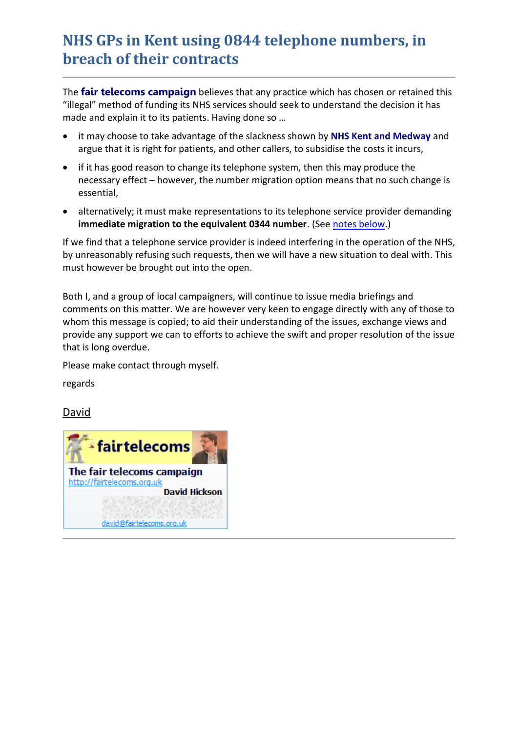# NHS GPs in Kent using 0844 telephone numbers, in breach of their contracts

The **fair telecoms campaign** believes that any practice which has chosen or retained this "illegal" method of funding its NHS services should seek to understand the decision it has made and explain it to its patients. Having done so …

- it may choose to take advantage of the slackness shown by **NHS Kent and Medway** and argue that it is right for patients, and other callers, to subsidise the costs it incurs,
- if it has good reason to change its telephone system, then this may produce the necessary effect – however, the number migration option means that no such change is essential,
- alternatively; it must make representations to its telephone service provider demanding **immediate migration to the equivalent 0344 number**. (See notes below.)

If we find that a telephone service provider is indeed interfering in the operation of the NHS, by unreasonably refusing such requests, then we will have a new situation to deal with. This must however be brought out into the open.

Both I, and a group of local campaigners, will continue to issue media briefings and comments on this matter. We are however very keen to engage directly with any of those to whom this message is copied; to aid their understanding of the issues, exchange views and provide any support we can to efforts to achieve the swift and proper resolution of the issue that is long overdue.

Please make contact through myself.

regards

David

fairtelecoms

**The fair telecoms campaign**
http://fairtelecoms.org.uk
**David Hickson**
david@fairtelecoms.org.uk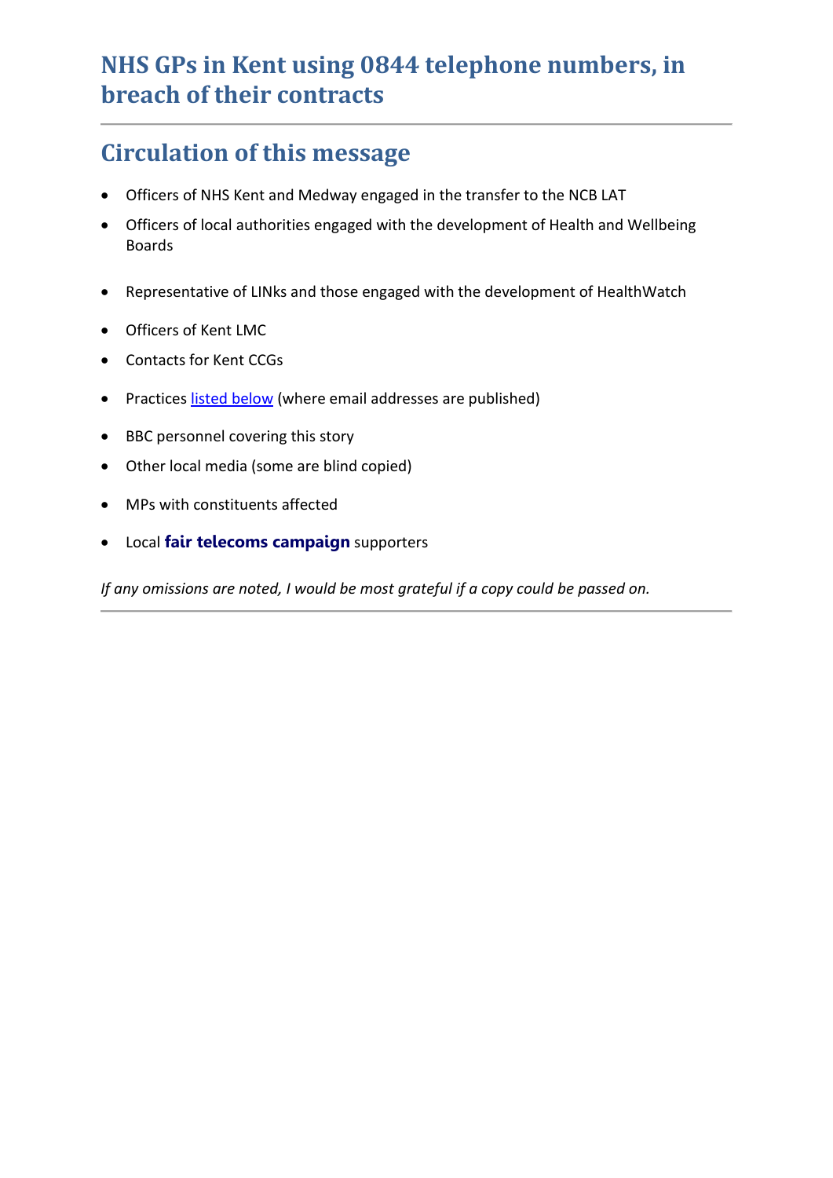# NHS GPs in Kent using 0844 telephone numbers, in breach of their contracts

---

## Circulation of this message

- Officers of NHS Kent and Medway engaged in the transfer to the NCB LAT
- Officers of local authorities engaged with the development of Health and Wellbeing Boards
- Representative of LINks and those engaged with the development of HealthWatch
- Officers of Kent LMC
- Contacts for Kent CCGs
- Practices listed below (where email addresses are published)
- BBC personnel covering this story
- Other local media (some are blind copied)
- MPs with constituents affected
- Local **fair telecoms campaign** supporters

*If any omissions are noted, I would be most grateful if a copy could be passed on.*

---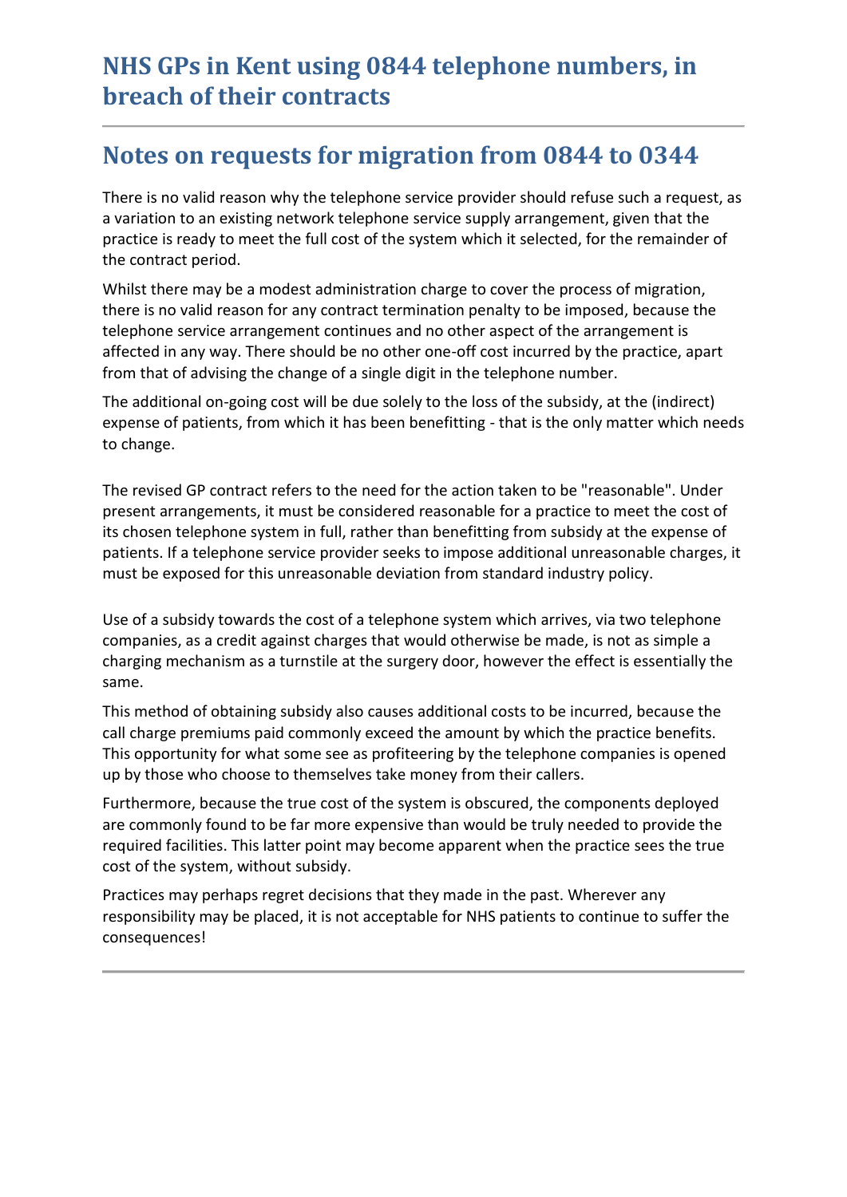# NHS GPs in Kent using 0844 telephone numbers, in breach of their contracts

## Notes on requests for migration from 0844 to 0344

There is no valid reason why the telephone service provider should refuse such a request, as a variation to an existing network telephone service supply arrangement, given that the practice is ready to meet the full cost of the system which it selected, for the remainder of the contract period.

Whilst there may be a modest administration charge to cover the process of migration, there is no valid reason for any contract termination penalty to be imposed, because the telephone service arrangement continues and no other aspect of the arrangement is affected in any way. There should be no other one-off cost incurred by the practice, apart from that of advising the change of a single digit in the telephone number.

The additional on-going cost will be due solely to the loss of the subsidy, at the (indirect) expense of patients, from which it has been benefitting - that is the only matter which needs to change.

The revised GP contract refers to the need for the action taken to be "reasonable". Under present arrangements, it must be considered reasonable for a practice to meet the cost of its chosen telephone system in full, rather than benefitting from subsidy at the expense of patients. If a telephone service provider seeks to impose additional unreasonable charges, it must be exposed for this unreasonable deviation from standard industry policy.

Use of a subsidy towards the cost of a telephone system which arrives, via two telephone companies, as a credit against charges that would otherwise be made, is not as simple a charging mechanism as a turnstile at the surgery door, however the effect is essentially the same.

This method of obtaining subsidy also causes additional costs to be incurred, because the call charge premiums paid commonly exceed the amount by which the practice benefits. This opportunity for what some see as profiteering by the telephone companies is opened up by those who choose to themselves take money from their callers.

Furthermore, because the true cost of the system is obscured, the components deployed are commonly found to be far more expensive than would be truly needed to provide the required facilities. This latter point may become apparent when the practice sees the true cost of the system, without subsidy.

Practices may perhaps regret decisions that they made in the past. Wherever any responsibility may be placed, it is not acceptable for NHS patients to continue to suffer the consequences!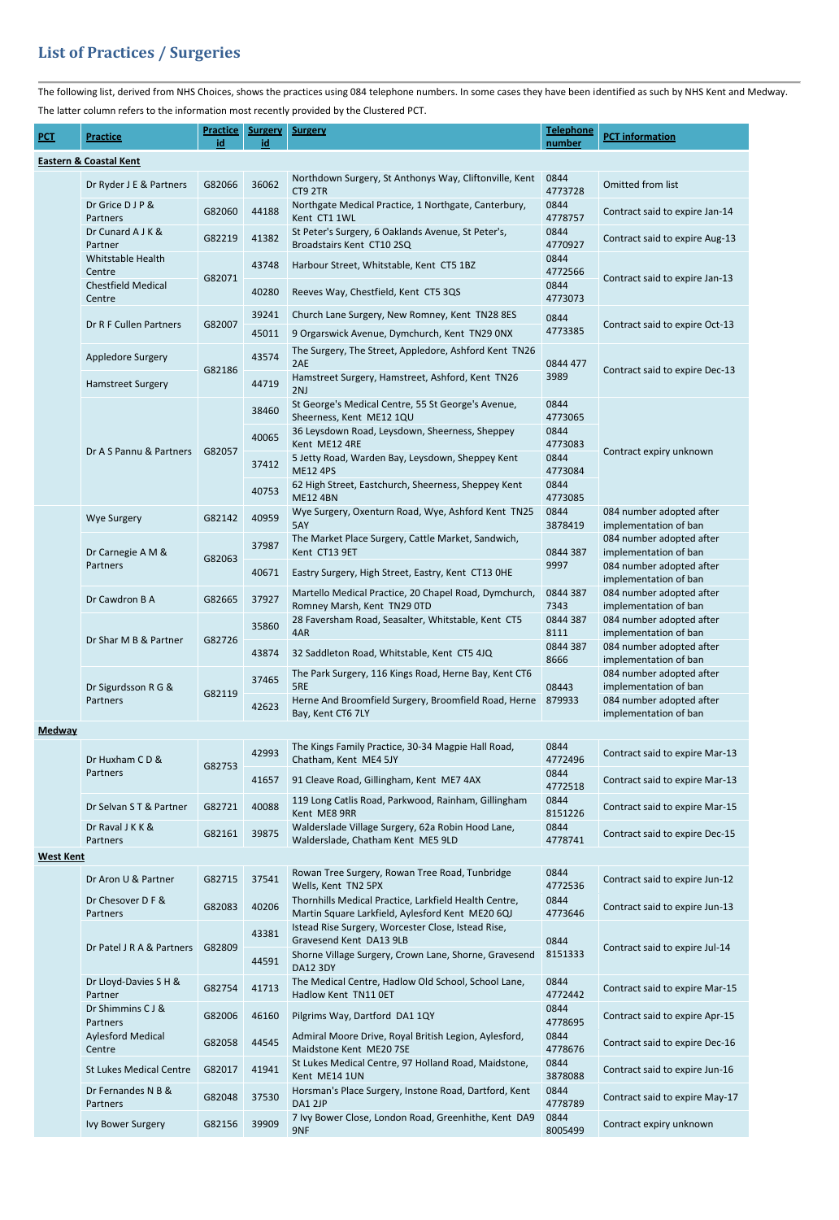## List of Practices / Surgeries

The following list, derived from NHS Choices, shows the practices using 084 telephone numbers. In some cases they have been identified as such by NHS Kent and Medway.

The latter column refers to the information most recently provided by the Clustered PCT.

| PCT | Practice | Practice id | Surgery id | Surgery | Telephone number | PCT information |
|---|---|---|---|---|---|---|
| **Eastern & Coastal Kent** | | | | | | |
| | Dr Ryder J E & Partners | G82066 | 36062 | Northdown Surgery, St Anthonys Way, Cliftonville, Kent CT9 2TR | 0844 4773728 | Omitted from list |
| | Dr Grice D J P & Partners | G82060 | 44188 | Northgate Medical Practice, 1 Northgate, Canterbury, Kent CT1 1WL | 0844 4778757 | Contract said to expire Jan-14 |
| | Dr Cunard A J K & Partner | G82219 | 41382 | St Peter's Surgery, 6 Oaklands Avenue, St Peter's, Broadstairs Kent CT10 2SQ | 0844 4770927 | Contract said to expire Aug-13 |
| | Whitstable Health Centre | G82071 | 43748 | Harbour Street, Whitstable, Kent CT5 1BZ | 0844 4772566 | Contract said to expire Jan-13 |
| | Chestfield Medical Centre | | 40280 | Reeves Way, Chestfield, Kent CT5 3QS | 0844 4773073 | |
| | Dr R F Cullen Partners | G82007 | 39241 | Church Lane Surgery, New Romney, Kent TN28 8ES | 0844 4773385 | Contract said to expire Oct-13 |
| | | | 45011 | 9 Orgarswick Avenue, Dymchurch, Kent TN29 0NX | | |
| | Appledore Surgery | G82186 | 43574 | The Surgery, The Street, Appledore, Ashford Kent TN26 2AE | 0844 477 3989 | Contract said to expire Dec-13 |
| | Hamstreet Surgery | | 44719 | Hamstreet Surgery, Hamstreet, Ashford, Kent TN26 2NJ | | |
| | Dr A S Pannu & Partners | G82057 | 38460 | St George's Medical Centre, 55 St George's Avenue, Sheerness, Kent ME12 1QU | 0844 4773065 | Contract expiry unknown |
| | | | 40065 | 36 Leysdown Road, Leysdown, Sheerness, Sheppey Kent ME12 4RE | 0844 4773083 | |
| | | | 37412 | 5 Jetty Road, Warden Bay, Leysdown, Sheppey Kent ME12 4PS | 0844 4773084 | |
| | | | 40753 | 62 High Street, Eastchurch, Sheerness, Sheppey Kent ME12 4BN | 0844 4773085 | |
| | Wye Surgery | G82142 | 40959 | Wye Surgery, Oxenturn Road, Wye, Ashford Kent TN25 5AY | 0844 3878419 | 084 number adopted after implementation of ban |
| | Dr Carnegie A M & Partners | G82063 | 37987 | The Market Place Surgery, Cattle Market, Sandwich, Kent CT13 9ET | 0844 387 9997 | 084 number adopted after implementation of ban |
| | | | 40671 | Eastry Surgery, High Street, Eastry, Kent CT13 0HE | | 084 number adopted after implementation of ban |
| | Dr Cawdron B A | G82665 | 37927 | Martello Medical Practice, 20 Chapel Road, Dymchurch, Romney Marsh, Kent TN29 0TD | 0844 387 7343 | 084 number adopted after implementation of ban |
| | Dr Shar M B & Partner | G82726 | 35860 | 28 Faversham Road, Seasalter, Whitstable, Kent CT5 4AR | 0844 387 8111 | 084 number adopted after implementation of ban |
| | | | 43874 | 32 Saddleton Road, Whitstable, Kent CT5 4JQ | 0844 387 8666 | 084 number adopted after implementation of ban |
| | Dr Sigurdsson R G & Partners | G82119 | 37465 | The Park Surgery, 116 Kings Road, Herne Bay, Kent CT6 5RE | 08443 879933 | 084 number adopted after implementation of ban |
| | | | 42623 | Herne And Broomfield Surgery, Broomfield Road, Herne Bay, Kent CT6 7LY | | 084 number adopted after implementation of ban |
| **Medway** | | | | | | |
| | Dr Huxham C D & Partners | G82753 | 42993 | The Kings Family Practice, 30-34 Magpie Hall Road, Chatham, Kent ME4 5JY | 0844 4772496 | Contract said to expire Mar-13 |
| | | | 41657 | 91 Cleave Road, Gillingham, Kent ME7 4AX | 0844 4772518 | Contract said to expire Mar-13 |
| | Dr Selvan S T & Partner | G82721 | 40088 | 119 Long Catlis Road, Parkwood, Rainham, Gillingham Kent ME8 9RR | 0844 8151226 | Contract said to expire Mar-15 |
| | Dr Raval J K K & Partners | G82161 | 39875 | Walderslade Village Surgery, 62a Robin Hood Lane, Walderslade, Chatham Kent ME5 9LD | 0844 4778741 | Contract said to expire Dec-15 |
| **West Kent** | | | | | | |
| | Dr Aron U & Partner | G82715 | 37541 | Rowan Tree Surgery, Rowan Tree Road, Tunbridge Wells, Kent TN2 5PX | 0844 4772536 | Contract said to expire Jun-12 |
| | Dr Chesover D F & Partners | G82083 | 40206 | Thornhills Medical Practice, Larkfield Health Centre, Martin Square Larkfield, Aylesford Kent ME20 6QJ | 0844 4773646 | Contract said to expire Jun-13 |
| | Dr Patel J R A & Partners | G82809 | 43381 | Istead Rise Surgery, Worcester Close, Istead Rise, Gravesend Kent DA13 9LB | 0844 8151333 | Contract said to expire Jul-14 |
| | | | 44591 | Shorne Village Surgery, Crown Lane, Shorne, Gravesend DA12 3DY | | |
| | Dr Lloyd-Davies S H & Partner | G82754 | 41713 | The Medical Centre, Hadlow Old School, School Lane, Hadlow Kent TN11 0ET | 0844 4772442 | Contract said to expire Mar-15 |
| | Dr Shimmins C J & Partners | G82006 | 46160 | Pilgrims Way, Dartford DA1 1QY | 0844 4778695 | Contract said to expire Apr-15 |
| | Aylesford Medical Centre | G82058 | 44545 | Admiral Moore Drive, Royal British Legion, Aylesford, Maidstone Kent ME20 7SE | 0844 4778676 | Contract said to expire Dec-16 |
| | St Lukes Medical Centre | G82017 | 41941 | St Lukes Medical Centre, 97 Holland Road, Maidstone, Kent ME14 1UN | 0844 3878088 | Contract said to expire Jun-16 |
| | Dr Fernandes N B & Partners | G82048 | 37530 | Horsman's Place Surgery, Instone Road, Dartford, Kent DA1 2JP | 0844 4778789 | Contract said to expire May-17 |
| | Ivy Bower Surgery | G82156 | 39909 | 7 Ivy Bower Close, London Road, Greenhithe, Kent DA9 9NF | 0844 8005499 | Contract expiry unknown |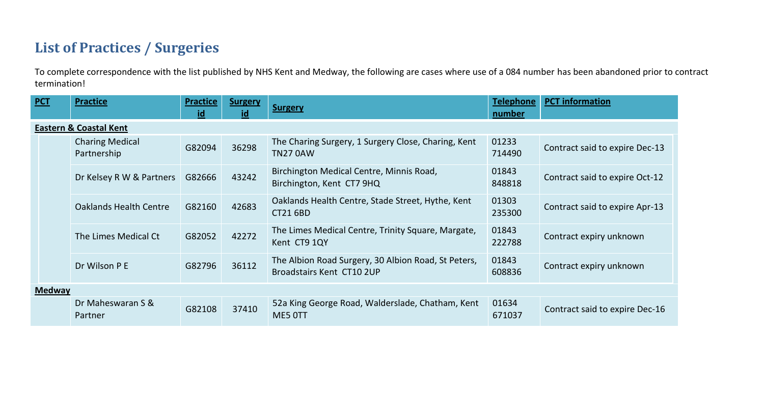## List of Practices / Surgeries

To complete correspondence with the list published by NHS Kent and Medway, the following are cases where use of a 084 number has been abandoned prior to contract termination!

| PCT | Practice | Practice id | Surgery id | Surgery | Telephone number | PCT information |
|---|---|---|---|---|---|---|
| **Eastern & Coastal Kent** | | | | | | |
| | Charing Medical Partnership | G82094 | 36298 | The Charing Surgery, 1 Surgery Close, Charing, Kent TN27 0AW | 01233 714490 | Contract said to expire Dec-13 |
| | Dr Kelsey R W & Partners | G82666 | 43242 | Birchington Medical Centre, Minnis Road, Birchington, Kent CT7 9HQ | 01843 848818 | Contract said to expire Oct-12 |
| | Oaklands Health Centre | G82160 | 42683 | Oaklands Health Centre, Stade Street, Hythe, Kent CT21 6BD | 01303 235300 | Contract said to expire Apr-13 |
| | The Limes Medical Ct | G82052 | 42272 | The Limes Medical Centre, Trinity Square, Margate, Kent CT9 1QY | 01843 222788 | Contract expiry unknown |
| | Dr Wilson P E | G82796 | 36112 | The Albion Road Surgery, 30 Albion Road, St Peters, Broadstairs Kent CT10 2UP | 01843 608836 | Contract expiry unknown |
| **Medway** | | | | | | |
| | Dr Maheswaran S & Partner | G82108 | 37410 | 52a King George Road, Walderslade, Chatham, Kent ME5 0TT | 01634 671037 | Contract said to expire Dec-16 |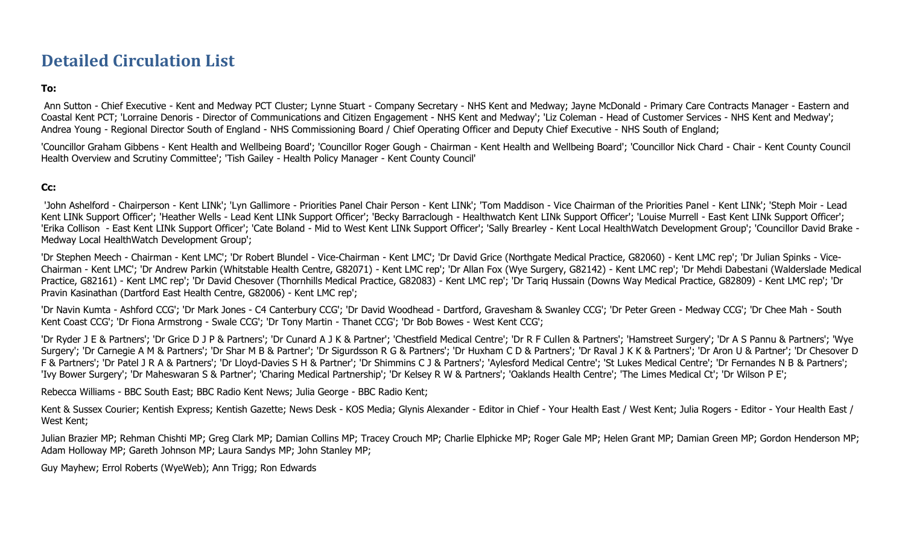# Detailed Circulation List

**To:**

Ann Sutton - Chief Executive - Kent and Medway PCT Cluster; Lynne Stuart - Company Secretary - NHS Kent and Medway; Jayne McDonald - Primary Care Contracts Manager - Eastern and Coastal Kent PCT; 'Lorraine Denoris - Director of Communications and Citizen Engagement - NHS Kent and Medway'; 'Liz Coleman - Head of Customer Services - NHS Kent and Medway'; Andrea Young - Regional Director South of England - NHS Commissioning Board / Chief Operating Officer and Deputy Chief Executive - NHS South of England;

'Councillor Graham Gibbens - Kent Health and Wellbeing Board'; 'Councillor Roger Gough - Chairman - Kent Health and Wellbeing Board'; 'Councillor Nick Chard - Chair - Kent County Council Health Overview and Scrutiny Committee'; 'Tish Gailey - Health Policy Manager - Kent County Council'

**Cc:**

'John Ashelford - Chairperson - Kent LINk'; 'Lyn Gallimore - Priorities Panel Chair Person - Kent LINk'; 'Tom Maddison - Vice Chairman of the Priorities Panel - Kent LINk'; 'Steph Moir - Lead Kent LINk Support Officer'; 'Heather Wells - Lead Kent LINk Support Officer'; 'Becky Barraclough - Healthwatch Kent LINk Support Officer'; 'Louise Murrell - East Kent LINk Support Officer'; 'Erika Collison - East Kent LINk Support Officer'; 'Cate Boland - Mid to West Kent LINk Support Officer'; 'Sally Brearley - Kent Local HealthWatch Development Group'; 'Councillor David Brake - Medway Local HealthWatch Development Group';

'Dr Stephen Meech - Chairman - Kent LMC'; 'Dr Robert Blundel - Vice-Chairman - Kent LMC'; 'Dr David Grice (Northgate Medical Practice, G82060) - Kent LMC rep'; 'Dr Julian Spinks - Vice-Chairman - Kent LMC'; 'Dr Andrew Parkin (Whitstable Health Centre, G82071) - Kent LMC rep'; 'Dr Allan Fox (Wye Surgery, G82142) - Kent LMC rep'; 'Dr Mehdi Dabestani (Walderslade Medical Practice, G82161) - Kent LMC rep'; 'Dr David Chesover (Thornhills Medical Practice, G82083) - Kent LMC rep'; 'Dr Tariq Hussain (Downs Way Medical Practice, G82809) - Kent LMC rep'; 'Dr Pravin Kasinathan (Dartford East Health Centre, G82006) - Kent LMC rep';

'Dr Navin Kumta - Ashford CCG'; 'Dr Mark Jones - C4 Canterbury CCG'; 'Dr David Woodhead - Dartford, Gravesham & Swanley CCG'; 'Dr Peter Green - Medway CCG'; 'Dr Chee Mah - South Kent Coast CCG'; 'Dr Fiona Armstrong - Swale CCG'; 'Dr Tony Martin - Thanet CCG'; 'Dr Bob Bowes - West Kent CCG';

'Dr Ryder J E & Partners'; 'Dr Grice D J P & Partners'; 'Dr Cunard A J K & Partner'; 'Chestfield Medical Centre'; 'Dr R F Cullen & Partners'; 'Hamstreet Surgery'; 'Dr A S Pannu & Partners'; 'Wye Surgery'; 'Dr Carnegie A M & Partners'; 'Dr Shar M B & Partner'; 'Dr Sigurdsson R G & Partners'; 'Dr Huxham C D & Partners'; 'Dr Raval J K K & Partners'; 'Dr Aron U & Partner'; 'Dr Chesover D F & Partners'; 'Dr Patel J R A & Partners'; 'Dr Lloyd-Davies S H & Partner'; 'Dr Shimmins C J & Partners'; 'Aylesford Medical Centre'; 'St Lukes Medical Centre'; 'Dr Fernandes N B & Partners'; 'Ivy Bower Surgery'; 'Dr Maheswaran S & Partner'; 'Charing Medical Partnership'; 'Dr Kelsey R W & Partners'; 'Oaklands Health Centre'; 'The Limes Medical Ct'; 'Dr Wilson P E';

Rebecca Williams - BBC South East; BBC Radio Kent News; Julia George - BBC Radio Kent;

Kent & Sussex Courier; Kentish Express; Kentish Gazette; News Desk - KOS Media; Glynis Alexander - Editor in Chief - Your Health East / West Kent; Julia Rogers - Editor - Your Health East / West Kent;

Julian Brazier MP; Rehman Chishti MP; Greg Clark MP; Damian Collins MP; Tracey Crouch MP; Charlie Elphicke MP; Roger Gale MP; Helen Grant MP; Damian Green MP; Gordon Henderson MP; Adam Holloway MP; Gareth Johnson MP; Laura Sandys MP; John Stanley MP;

Guy Mayhew; Errol Roberts (WyeWeb); Ann Trigg; Ron Edwards